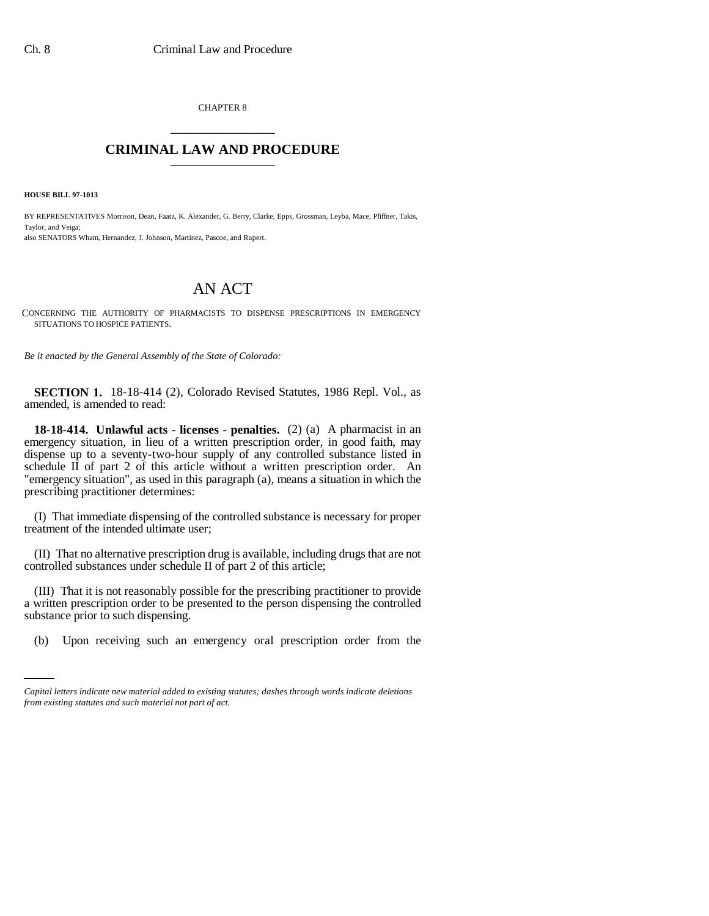CHAPTER 8

# CRIMINAL LAW AND PROCEDURE

**HOUSE BILL 97-1013**

BY REPRESENTATIVES Morrison, Dean, Faatz, K. Alexander, G. Berry, Clarke, Epps, Grossman, Leyba, Mace, Pfiffner, Takis, Taylor, and Veiga;
also SENATORS Wham, Hernandez, J. Johnson, Martinez, Pascoe, and Rupert.

# AN ACT

CONCERNING THE AUTHORITY OF PHARMACISTS TO DISPENSE PRESCRIPTIONS IN EMERGENCY SITUATIONS TO HOSPICE PATIENTS.

*Be it enacted by the General Assembly of the State of Colorado:*

**SECTION 1.** 18-18-414 (2), Colorado Revised Statutes, 1986 Repl. Vol., as amended, is amended to read:

**18-18-414. Unlawful acts - licenses - penalties.** (2) (a) A pharmacist in an emergency situation, in lieu of a written prescription order, in good faith, may dispense up to a seventy-two-hour supply of any controlled substance listed in schedule II of part 2 of this article without a written prescription order. An "emergency situation", as used in this paragraph (a), means a situation in which the prescribing practitioner determines:

(I) That immediate dispensing of the controlled substance is necessary for proper treatment of the intended ultimate user;

(II) That no alternative prescription drug is available, including drugs that are not controlled substances under schedule II of part 2 of this article;

(III) That it is not reasonably possible for the prescribing practitioner to provide a written prescription order to be presented to the person dispensing the controlled substance prior to such dispensing.

(b) Upon receiving such an emergency oral prescription order from the

*Capital letters indicate new material added to existing statutes; dashes through words indicate deletions from existing statutes and such material not part of act.*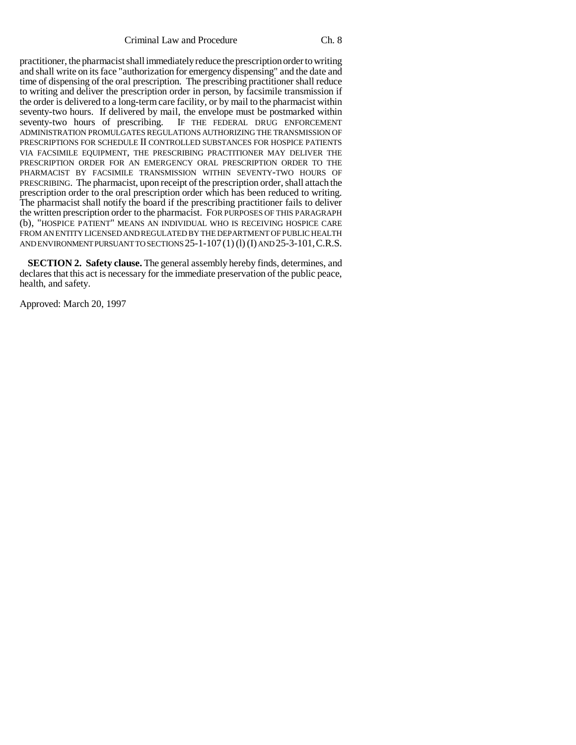practitioner, the pharmacist shall immediately reduce the prescription order to writing and shall write on its face "authorization for emergency dispensing" and the date and time of dispensing of the oral prescription. The prescribing practitioner shall reduce to writing and deliver the prescription order in person, by facsimile transmission if the order is delivered to a long-term care facility, or by mail to the pharmacist within seventy-two hours. If delivered by mail, the envelope must be postmarked within seventy-two hours of prescribing. IF THE FEDERAL DRUG ENFORCEMENT ADMINISTRATION PROMULGATES REGULATIONS AUTHORIZING THE TRANSMISSION OF PRESCRIPTIONS FOR SCHEDULE II CONTROLLED SUBSTANCES FOR HOSPICE PATIENTS VIA FACSIMILE EQUIPMENT, THE PRESCRIBING PRACTITIONER MAY DELIVER THE PRESCRIPTION ORDER FOR AN EMERGENCY ORAL PRESCRIPTION ORDER TO THE PHARMACIST BY FACSIMILE TRANSMISSION WITHIN SEVENTY-TWO HOURS OF PRESCRIBING. The pharmacist, upon receipt of the prescription order, shall attach the prescription order to the oral prescription order which has been reduced to writing. The pharmacist shall notify the board if the prescribing practitioner fails to deliver the written prescription order to the pharmacist. FOR PURPOSES OF THIS PARAGRAPH (b), "HOSPICE PATIENT" MEANS AN INDIVIDUAL WHO IS RECEIVING HOSPICE CARE FROM AN ENTITY LICENSED AND REGULATED BY THE DEPARTMENT OF PUBLIC HEALTH AND ENVIRONMENT PURSUANT TO SECTIONS 25-1-107 (1) (l) (I) AND 25-3-101, C.R.S.

**SECTION 2. Safety clause.** The general assembly hereby finds, determines, and declares that this act is necessary for the immediate preservation of the public peace, health, and safety.

Approved: March 20, 1997